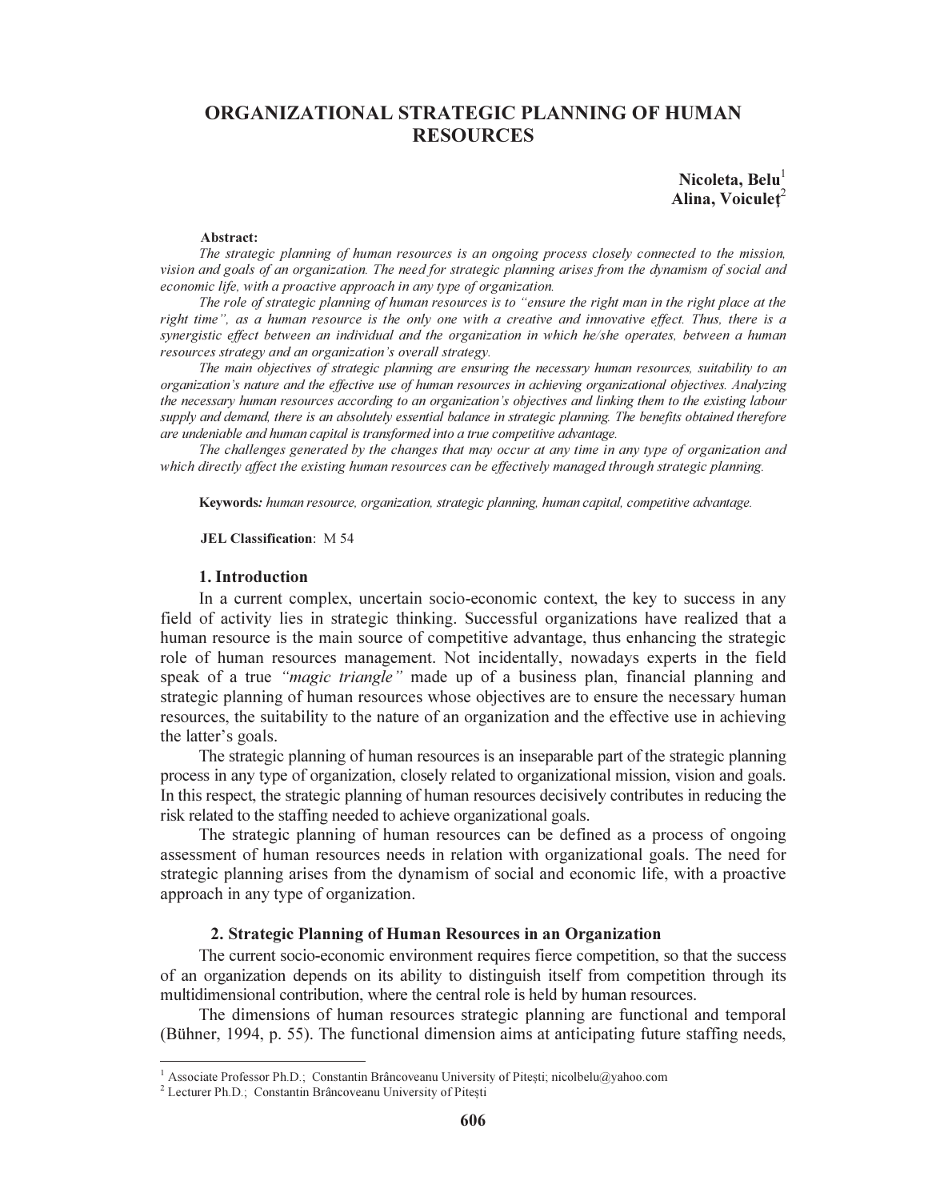# ORGANIZATIONAL STRATEGIC PLANNING OF HUMAN RESOURCES

**Nicoleta, Belu**[1]
**Alina, Voiculeţ**[2]

**Abstract:**

*The strategic planning of human resources is an ongoing process closely connected to the mission, vision and goals of an organization. The need for strategic planning arises from the dynamism of social and economic life, with a proactive approach in any type of organization.*

*The role of strategic planning of human resources is to "ensure the right man in the right place at the right time", as a human resource is the only one with a creative and innovative effect. Thus, there is a synergistic effect between an individual and the organization in which he/she operates, between a human resources strategy and an organization's overall strategy.*

*The main objectives of strategic planning are ensuring the necessary human resources, suitability to an organization's nature and the effective use of human resources in achieving organizational objectives. Analyzing the necessary human resources according to an organization's objectives and linking them to the existing labour supply and demand, there is an absolutely essential balance in strategic planning. The benefits obtained therefore are undeniable and human capital is transformed into a true competitive advantage.*

*The challenges generated by the changes that may occur at any time in any type of organization and which directly affect the existing human resources can be effectively managed through strategic planning.*

**Keywords:** *human resource, organization, strategic planning, human capital, competitive advantage.*

**JEL Classification**: M 54

## 1. Introduction

In a current complex, uncertain socio-economic context, the key to success in any field of activity lies in strategic thinking. Successful organizations have realized that a human resource is the main source of competitive advantage, thus enhancing the strategic role of human resources management. Not incidentally, nowadays experts in the field speak of a true *"magic triangle"* made up of a business plan, financial planning and strategic planning of human resources whose objectives are to ensure the necessary human resources, the suitability to the nature of an organization and the effective use in achieving the latter's goals.

The strategic planning of human resources is an inseparable part of the strategic planning process in any type of organization, closely related to organizational mission, vision and goals. In this respect, the strategic planning of human resources decisively contributes in reducing the risk related to the staffing needed to achieve organizational goals.

The strategic planning of human resources can be defined as a process of ongoing assessment of human resources needs in relation with organizational goals. The need for strategic planning arises from the dynamism of social and economic life, with a proactive approach in any type of organization.

## 2. Strategic Planning of Human Resources in an Organization

The current socio-economic environment requires fierce competition, so that the success of an organization depends on its ability to distinguish itself from competition through its multidimensional contribution, where the central role is held by human resources.

The dimensions of human resources strategic planning are functional and temporal (Bühner, 1994, p. 55). The functional dimension aims at anticipating future staffing needs,

---

[1] Associate Professor Ph.D.; Constantin Brâncoveanu University of Piteşti; nicolbelu@yahoo.com

[2] Lecturer Ph.D.; Constantin Brâncoveanu University of Piteşti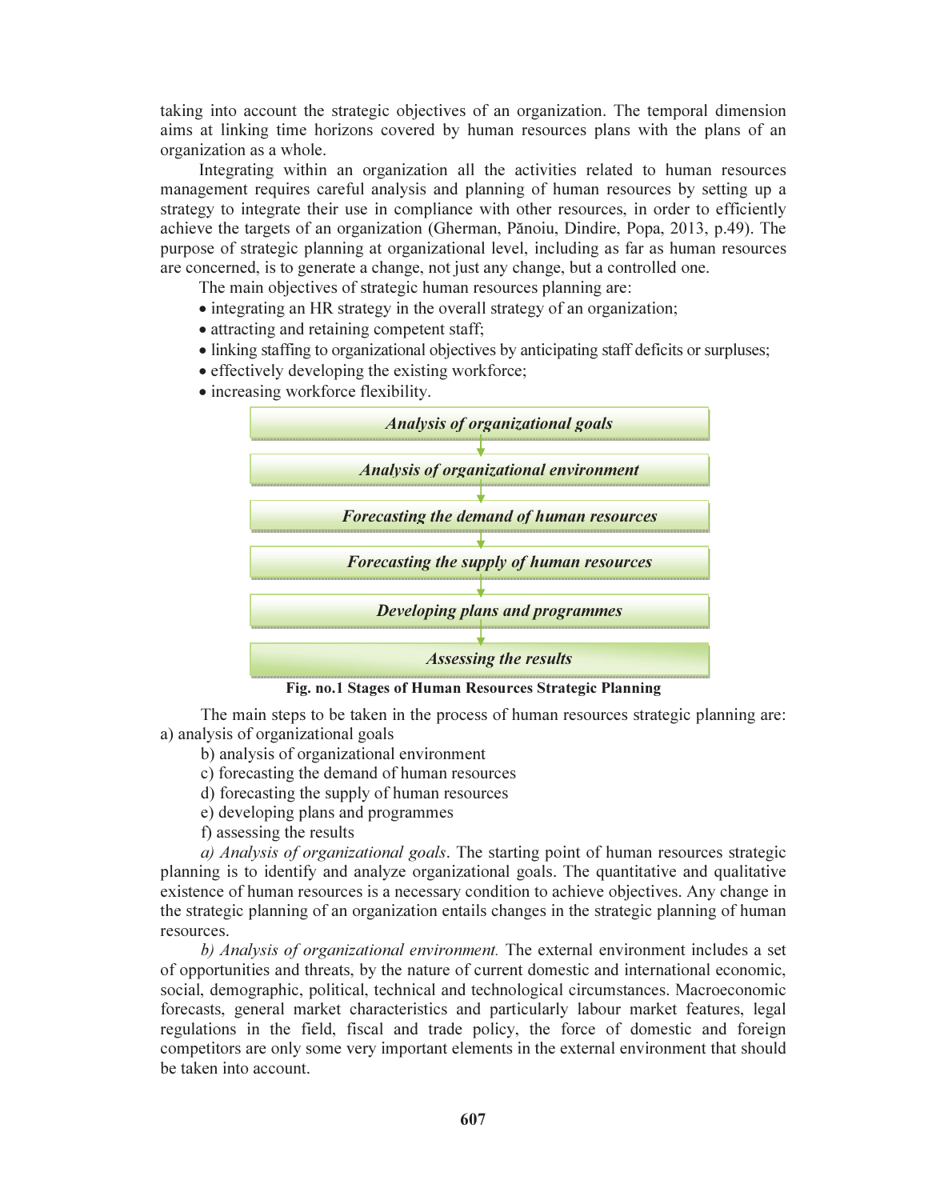taking into account the strategic objectives of an organization. The temporal dimension aims at linking time horizons covered by human resources plans with the plans of an organization as a whole.

Integrating within an organization all the activities related to human resources management requires careful analysis and planning of human resources by setting up a strategy to integrate their use in compliance with other resources, in order to efficiently achieve the targets of an organization (Gherman, Pănoiu, Dindire, Popa, 2013, p.49). The purpose of strategic planning at organizational level, including as far as human resources are concerned, is to generate a change, not just any change, but a controlled one.

The main objectives of strategic human resources planning are:

- integrating an HR strategy in the overall strategy of an organization;
- attracting and retaining competent staff;
- linking staffing to organizational objectives by anticipating staff deficits or surpluses;
- effectively developing the existing workforce;
- increasing workforce flexibility.

***Analysis of organizational goals***
↓
***Analysis of organizational environment***
↓
***Forecasting the demand of human resources***
↓
***Forecasting the supply of human resources***
↓
***Developing plans and programmes***
↓
***Assessing the results***

**Fig. no.1 Stages of Human Resources Strategic Planning**

The main steps to be taken in the process of human resources strategic planning are:

a) analysis of organizational goals

b) analysis of organizational environment

c) forecasting the demand of human resources

d) forecasting the supply of human resources

e) developing plans and programmes

f) assessing the results

*a) Analysis of organizational goals*. The starting point of human resources strategic planning is to identify and analyze organizational goals. The quantitative and qualitative existence of human resources is a necessary condition to achieve objectives. Any change in the strategic planning of an organization entails changes in the strategic planning of human resources.

*b) Analysis of organizational environment.* The external environment includes a set of opportunities and threats, by the nature of current domestic and international economic, social, demographic, political, technical and technological circumstances. Macroeconomic forecasts, general market characteristics and particularly labour market features, legal regulations in the field, fiscal and trade policy, the force of domestic and foreign competitors are only some very important elements in the external environment that should be taken into account.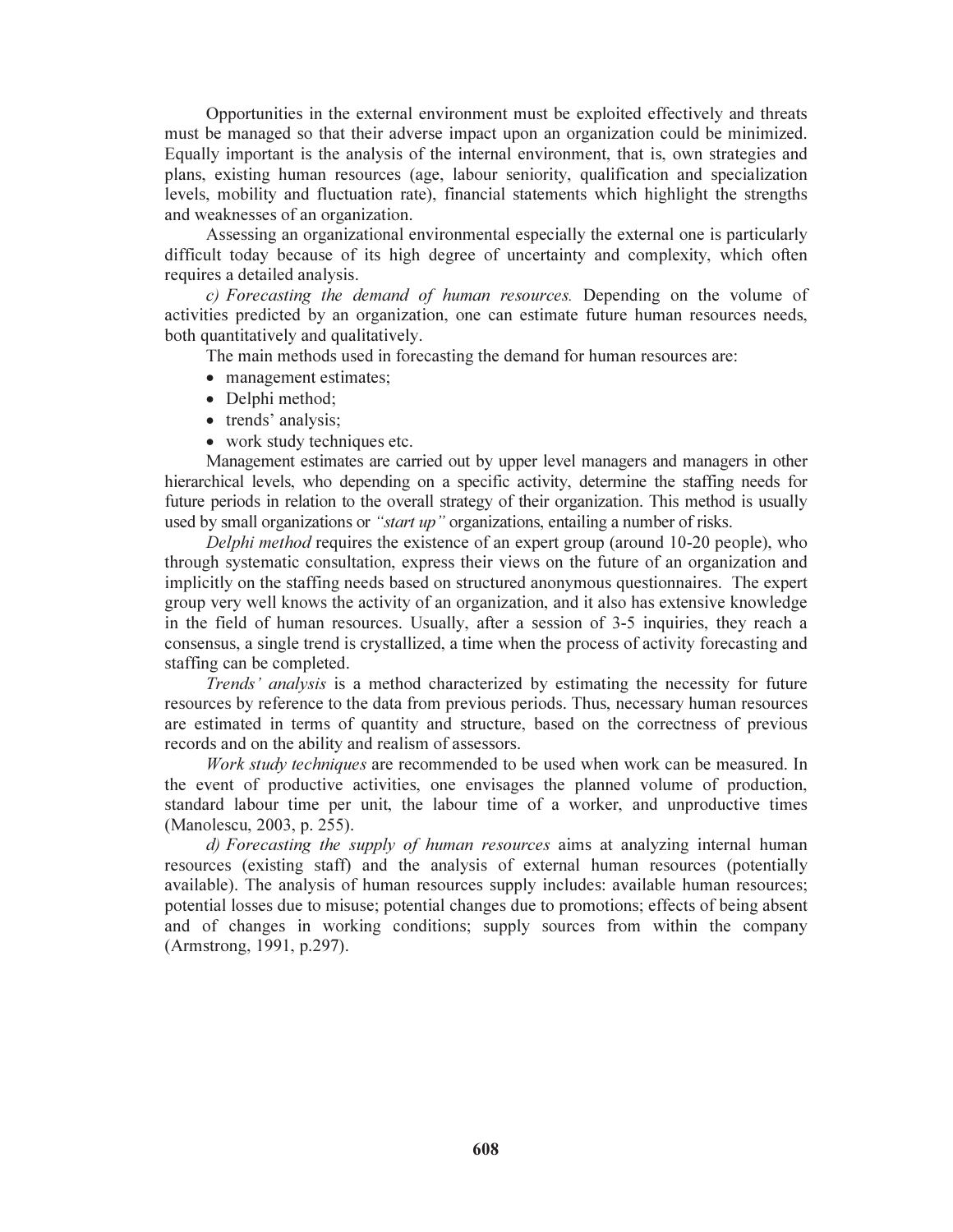Opportunities in the external environment must be exploited effectively and threats must be managed so that their adverse impact upon an organization could be minimized. Equally important is the analysis of the internal environment, that is, own strategies and plans, existing human resources (age, labour seniority, qualification and specialization levels, mobility and fluctuation rate), financial statements which highlight the strengths and weaknesses of an organization.

Assessing an organizational environmental especially the external one is particularly difficult today because of its high degree of uncertainty and complexity, which often requires a detailed analysis.

*c) Forecasting the demand of human resources.* Depending on the volume of activities predicted by an organization, one can estimate future human resources needs, both quantitatively and qualitatively.

The main methods used in forecasting the demand for human resources are:

- management estimates;
- Delphi method;
- trends' analysis;
- work study techniques etc.

Management estimates are carried out by upper level managers and managers in other hierarchical levels, who depending on a specific activity, determine the staffing needs for future periods in relation to the overall strategy of their organization. This method is usually used by small organizations or *"start up"* organizations, entailing a number of risks.

*Delphi method* requires the existence of an expert group (around 10-20 people), who through systematic consultation, express their views on the future of an organization and implicitly on the staffing needs based on structured anonymous questionnaires. The expert group very well knows the activity of an organization, and it also has extensive knowledge in the field of human resources. Usually, after a session of 3-5 inquiries, they reach a consensus, a single trend is crystallized, a time when the process of activity forecasting and staffing can be completed.

*Trends' analysis* is a method characterized by estimating the necessity for future resources by reference to the data from previous periods. Thus, necessary human resources are estimated in terms of quantity and structure, based on the correctness of previous records and on the ability and realism of assessors.

*Work study techniques* are recommended to be used when work can be measured. In the event of productive activities, one envisages the planned volume of production, standard labour time per unit, the labour time of a worker, and unproductive times (Manolescu, 2003, p. 255).

*d) Forecasting the supply of human resources* aims at analyzing internal human resources (existing staff) and the analysis of external human resources (potentially available). The analysis of human resources supply includes: available human resources; potential losses due to misuse; potential changes due to promotions; effects of being absent and of changes in working conditions; supply sources from within the company (Armstrong, 1991, p.297).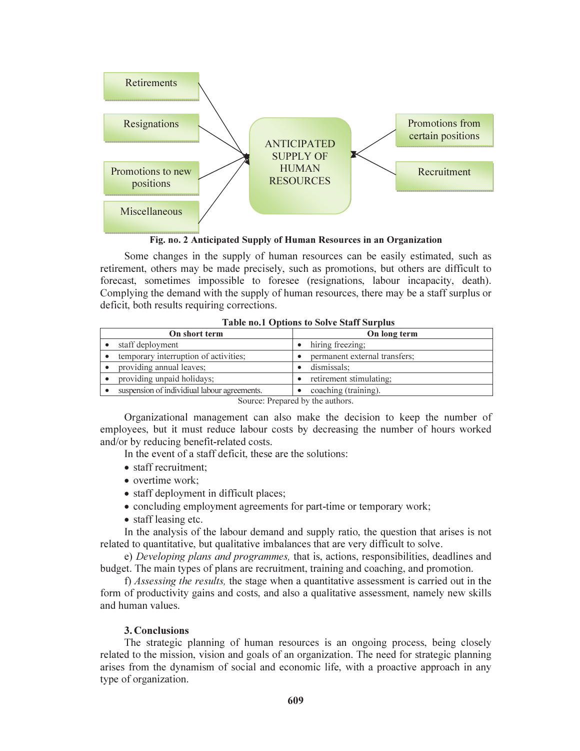Retirements

Resignations

Promotions to new positions

Miscellaneous

ANTICIPATED SUPPLY OF HUMAN RESOURCES

Promotions from certain positions

Recruitment

**Fig. no. 2 Anticipated Supply of Human Resources in an Organization**

Some changes in the supply of human resources can be easily estimated, such as retirement, others may be made precisely, such as promotions, but others are difficult to forecast, sometimes impossible to foresee (resignations, labour incapacity, death). Complying the demand with the supply of human resources, there may be a staff surplus or deficit, both results requiring corrections.

**Table no.1 Options to Solve Staff Surplus**

| On short term | On long term |
|---|---|
| • staff deployment | • hiring freezing; |
| • temporary interruption of activities; | • permanent external transfers; |
| • providing annual leaves; | • dismissals; |
| • providing unpaid holidays; | • retirement stimulating; |
| • suspension of individiual labour agreements. | • coaching (training). |

Source: Prepared by the authors.

Organizational management can also make the decision to keep the number of employees, but it must reduce labour costs by decreasing the number of hours worked and/or by reducing benefit-related costs.

In the event of a staff deficit, these are the solutions:

- staff recruitment;
- overtime work;
- staff deployment in difficult places;
- concluding employment agreements for part-time or temporary work;
- staff leasing etc.

In the analysis of the labour demand and supply ratio, the question that arises is not related to quantitative, but qualitative imbalances that are very difficult to solve.

e) *Developing plans and programmes,* that is, actions, responsibilities, deadlines and budget. The main types of plans are recruitment, training and coaching, and promotion.

f) *Assessing the results,* the stage when a quantitative assessment is carried out in the form of productivity gains and costs, and also a qualitative assessment, namely new skills and human values.

### 3. Conclusions

The strategic planning of human resources is an ongoing process, being closely related to the mission, vision and goals of an organization. The need for strategic planning arises from the dynamism of social and economic life, with a proactive approach in any type of organization.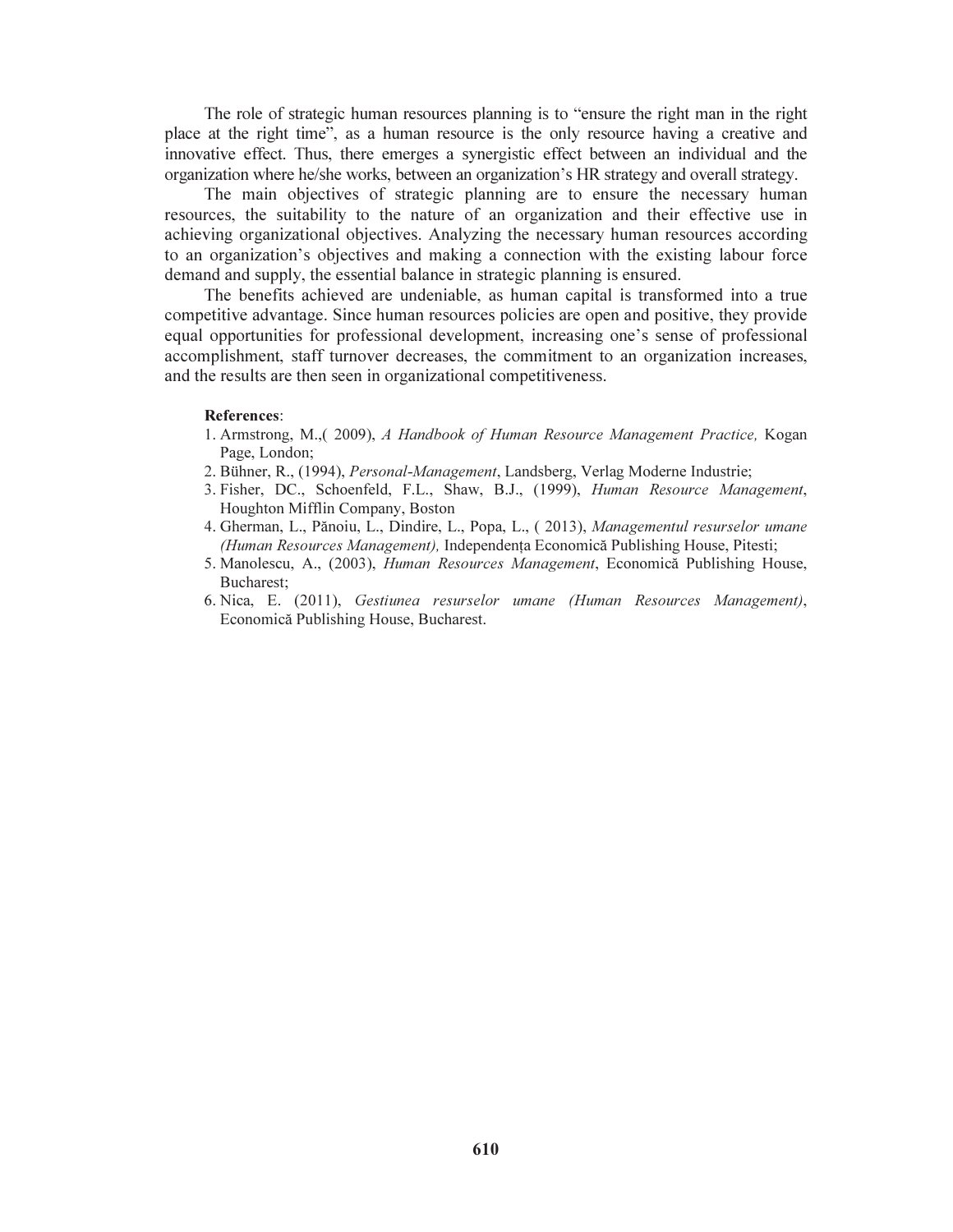The role of strategic human resources planning is to "ensure the right man in the right place at the right time", as a human resource is the only resource having a creative and innovative effect. Thus, there emerges a synergistic effect between an individual and the organization where he/she works, between an organization's HR strategy and overall strategy.

The main objectives of strategic planning are to ensure the necessary human resources, the suitability to the nature of an organization and their effective use in achieving organizational objectives. Analyzing the necessary human resources according to an organization's objectives and making a connection with the existing labour force demand and supply, the essential balance in strategic planning is ensured.

The benefits achieved are undeniable, as human capital is transformed into a true competitive advantage. Since human resources policies are open and positive, they provide equal opportunities for professional development, increasing one's sense of professional accomplishment, staff turnover decreases, the commitment to an organization increases, and the results are then seen in organizational competitiveness.

**References**:

1. Armstrong, M.,( 2009), *A Handbook of Human Resource Management Practice,* Kogan Page, London;
2. Bühner, R., (1994), *Personal-Management*, Landsberg, Verlag Moderne Industrie;
3. Fisher, DC., Schoenfeld, F.L., Shaw, B.J., (1999), *Human Resource Management*, Houghton Mifflin Company, Boston
4. Gherman, L., Pănoiu, L., Dindire, L., Popa, L., ( 2013), *Managementul resurselor umane (Human Resources Management),* Independența Economică Publishing House, Pitesti;
5. Manolescu, A., (2003), *Human Resources Management*, Economică Publishing House, Bucharest;
6. Nica, E. (2011), *Gestiunea resurselor umane (Human Resources Management)*, Economică Publishing House, Bucharest.